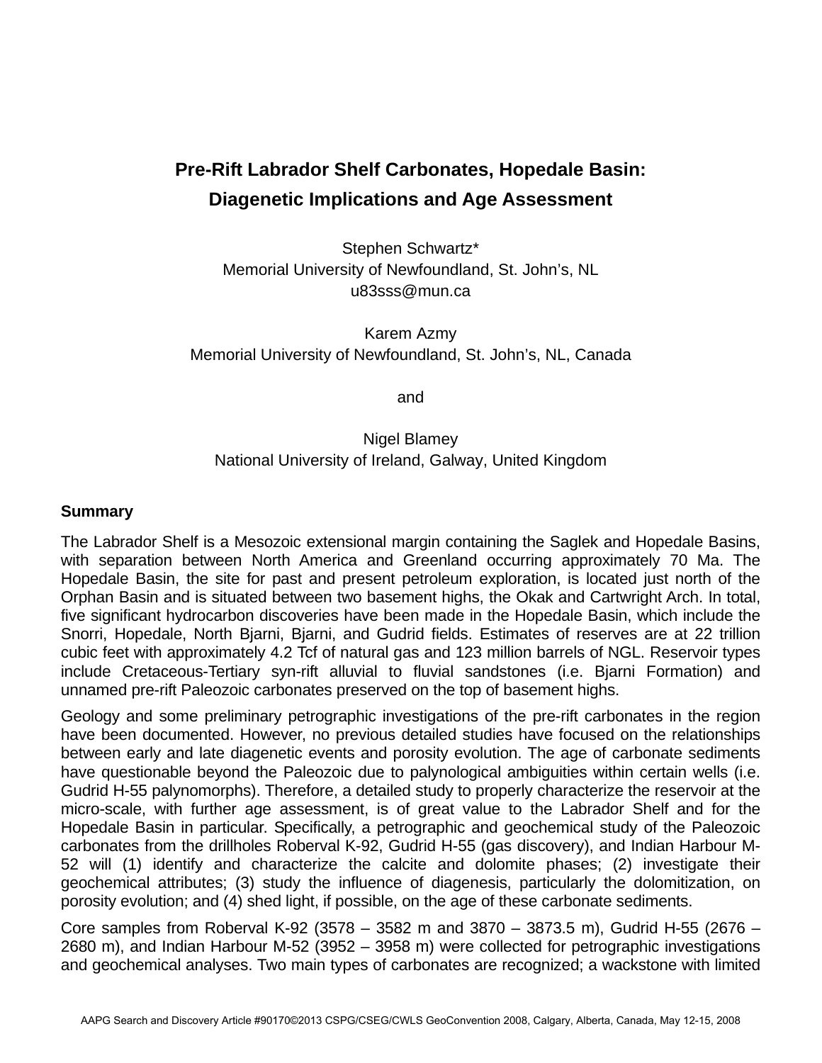# Pre-Rift Labrador Shelf Carbonates, Hopedale Basin: Diagenetic Implications and Age Assessment

Stephen Schwartz*
Memorial University of Newfoundland, St. John's, NL
u83sss@mun.ca

Karem Azmy
Memorial University of Newfoundland, St. John's, NL, Canada

and

Nigel Blamey
National University of Ireland, Galway, United Kingdom

## Summary

The Labrador Shelf is a Mesozoic extensional margin containing the Saglek and Hopedale Basins, with separation between North America and Greenland occurring approximately 70 Ma. The Hopedale Basin, the site for past and present petroleum exploration, is located just north of the Orphan Basin and is situated between two basement highs, the Okak and Cartwright Arch. In total, five significant hydrocarbon discoveries have been made in the Hopedale Basin, which include the Snorri, Hopedale, North Bjarni, Bjarni, and Gudrid fields. Estimates of reserves are at 22 trillion cubic feet with approximately 4.2 Tcf of natural gas and 123 million barrels of NGL. Reservoir types include Cretaceous-Tertiary syn-rift alluvial to fluvial sandstones (i.e. Bjarni Formation) and unnamed pre-rift Paleozoic carbonates preserved on the top of basement highs.

Geology and some preliminary petrographic investigations of the pre-rift carbonates in the region have been documented. However, no previous detailed studies have focused on the relationships between early and late diagenetic events and porosity evolution. The age of carbonate sediments have questionable beyond the Paleozoic due to palynological ambiguities within certain wells (i.e. Gudrid H-55 palynomorphs). Therefore, a detailed study to properly characterize the reservoir at the micro-scale, with further age assessment, is of great value to the Labrador Shelf and for the Hopedale Basin in particular. Specifically, a petrographic and geochemical study of the Paleozoic carbonates from the drillholes Roberval K-92, Gudrid H-55 (gas discovery), and Indian Harbour M-52 will (1) identify and characterize the calcite and dolomite phases; (2) investigate their geochemical attributes; (3) study the influence of diagenesis, particularly the dolomitization, on porosity evolution; and (4) shed light, if possible, on the age of these carbonate sediments.

Core samples from Roberval K-92 (3578 – 3582 m and 3870 – 3873.5 m), Gudrid H-55 (2676 – 2680 m), and Indian Harbour M-52 (3952 – 3958 m) were collected for petrographic investigations and geochemical analyses. Two main types of carbonates are recognized; a wackstone with limited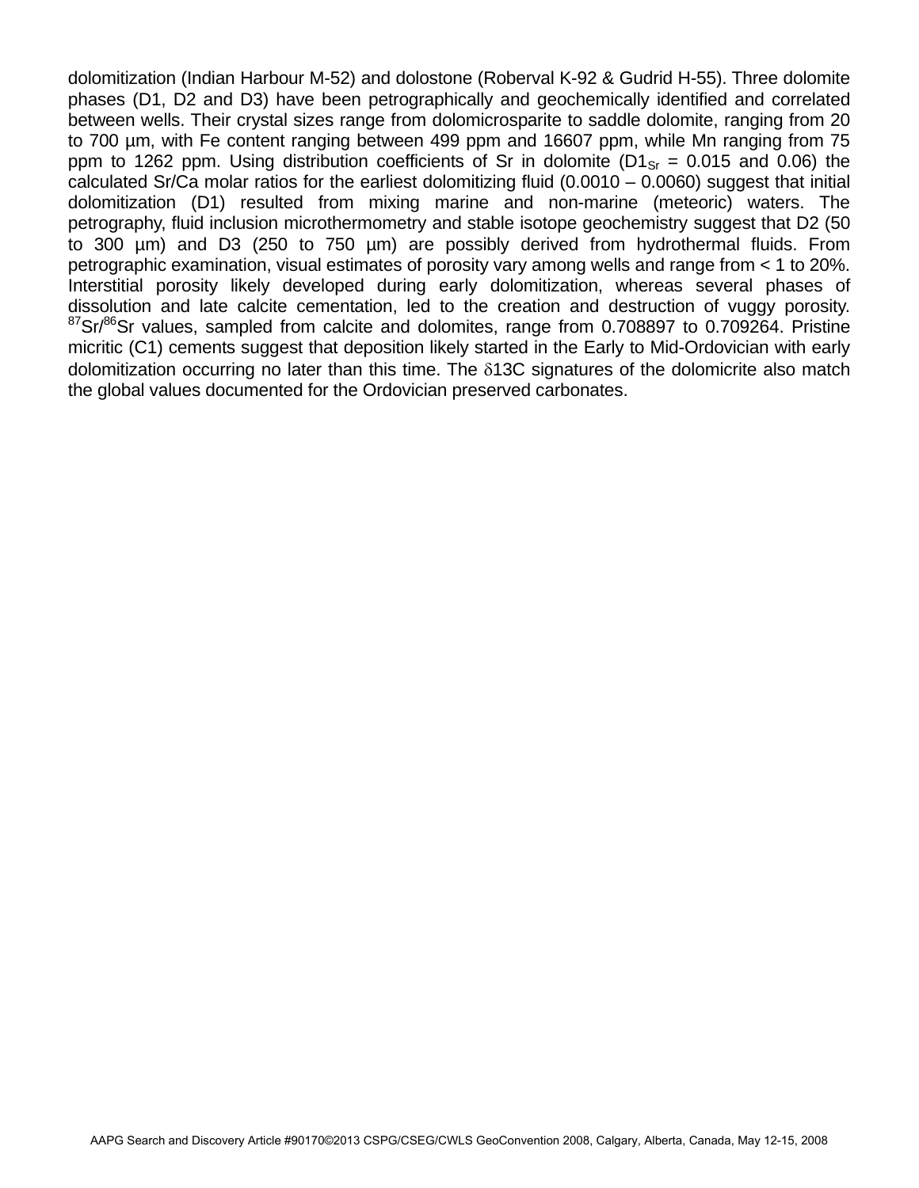dolomitization (Indian Harbour M-52) and dolostone (Roberval K-92 & Gudrid H-55). Three dolomite phases (D1, D2 and D3) have been petrographically and geochemically identified and correlated between wells. Their crystal sizes range from dolomicrosparite to saddle dolomite, ranging from 20 to 700 µm, with Fe content ranging between 499 ppm and 16607 ppm, while Mn ranging from 75 ppm to 1262 ppm. Using distribution coefficients of Sr in dolomite ($D1_{Sr}$ = 0.015 and 0.06) the calculated Sr/Ca molar ratios for the earliest dolomitizing fluid (0.0010 – 0.0060) suggest that initial dolomitization (D1) resulted from mixing marine and non-marine (meteoric) waters. The petrography, fluid inclusion microthermometry and stable isotope geochemistry suggest that D2 (50 to 300 µm) and D3 (250 to 750 µm) are possibly derived from hydrothermal fluids. From petrographic examination, visual estimates of porosity vary among wells and range from < 1 to 20%. Interstitial porosity likely developed during early dolomitization, whereas several phases of dissolution and late calcite cementation, led to the creation and destruction of vuggy porosity. $^{87}Sr/^{86}Sr$ values, sampled from calcite and dolomites, range from 0.708897 to 0.709264. Pristine micritic (C1) cements suggest that deposition likely started in the Early to Mid-Ordovician with early dolomitization occurring no later than this time. The $\delta$13C signatures of the dolomicrite also match the global values documented for the Ordovician preserved carbonates.